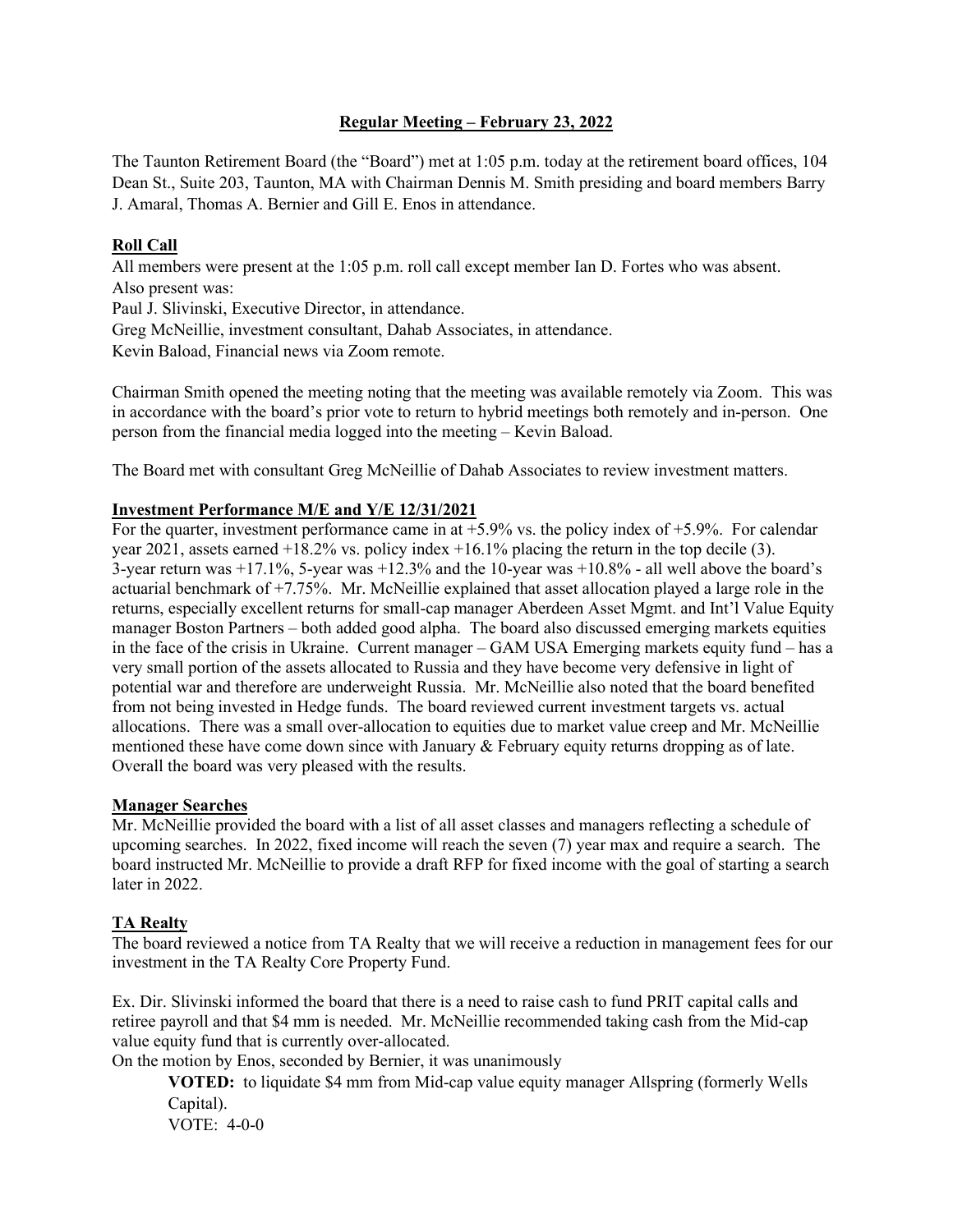# Regular Meeting – February 23, 2022

The Taunton Retirement Board (the "Board") met at 1:05 p.m. today at the retirement board offices, 104 Dean St., Suite 203, Taunton, MA with Chairman Dennis M. Smith presiding and board members Barry J. Amaral, Thomas A. Bernier and Gill E. Enos in attendance.

## Roll Call

All members were present at the 1:05 p.m. roll call except member Ian D. Fortes who was absent.
Also present was:
Paul J. Slivinski, Executive Director, in attendance.
Greg McNeillie, investment consultant, Dahab Associates, in attendance.
Kevin Baload, Financial news via Zoom remote.

Chairman Smith opened the meeting noting that the meeting was available remotely via Zoom. This was in accordance with the board's prior vote to return to hybrid meetings both remotely and in-person. One person from the financial media logged into the meeting – Kevin Baload.

The Board met with consultant Greg McNeillie of Dahab Associates to review investment matters.

## Investment Performance M/E and Y/E 12/31/2021

For the quarter, investment performance came in at +5.9% vs. the policy index of +5.9%. For calendar year 2021, assets earned +18.2% vs. policy index +16.1% placing the return in the top decile (3). 3-year return was +17.1%, 5-year was +12.3% and the 10-year was +10.8% - all well above the board's actuarial benchmark of +7.75%. Mr. McNeillie explained that asset allocation played a large role in the returns, especially excellent returns for small-cap manager Aberdeen Asset Mgmt. and Int'l Value Equity manager Boston Partners – both added good alpha. The board also discussed emerging markets equities in the face of the crisis in Ukraine. Current manager – GAM USA Emerging markets equity fund – has a very small portion of the assets allocated to Russia and they have become very defensive in light of potential war and therefore are underweight Russia. Mr. McNeillie also noted that the board benefited from not being invested in Hedge funds. The board reviewed current investment targets vs. actual allocations. There was a small over-allocation to equities due to market value creep and Mr. McNeillie mentioned these have come down since with January & February equity returns dropping as of late. Overall the board was very pleased with the results.

## Manager Searches

Mr. McNeillie provided the board with a list of all asset classes and managers reflecting a schedule of upcoming searches. In 2022, fixed income will reach the seven (7) year max and require a search. The board instructed Mr. McNeillie to provide a draft RFP for fixed income with the goal of starting a search later in 2022.

## TA Realty

The board reviewed a notice from TA Realty that we will receive a reduction in management fees for our investment in the TA Realty Core Property Fund.

Ex. Dir. Slivinski informed the board that there is a need to raise cash to fund PRIT capital calls and retiree payroll and that $4 mm is needed. Mr. McNeillie recommended taking cash from the Mid-cap value equity fund that is currently over-allocated.

On the motion by Enos, seconded by Bernier, it was unanimously

> **VOTED:** to liquidate $4 mm from Mid-cap value equity manager Allspring (formerly Wells Capital).
>
> VOTE: 4-0-0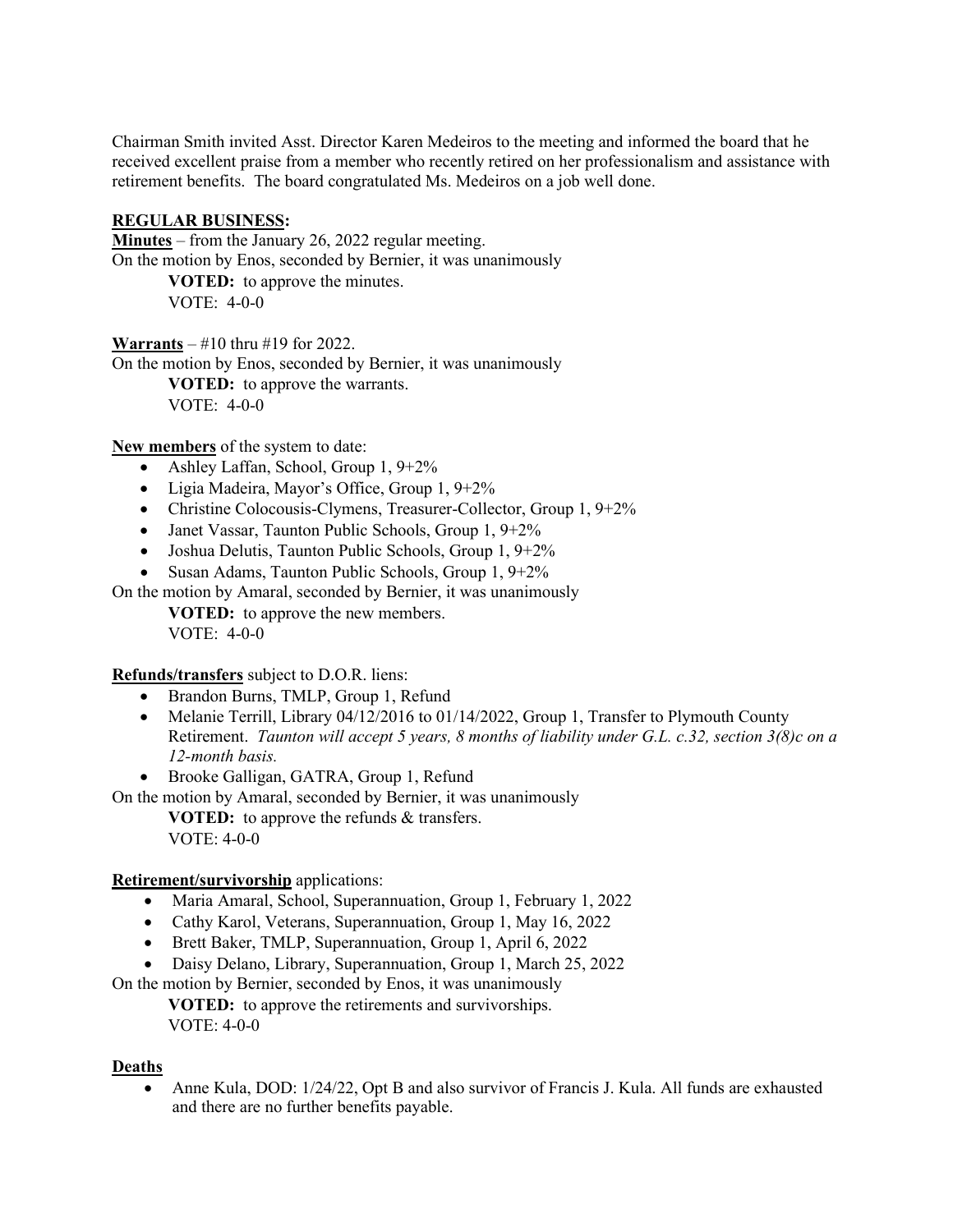Chairman Smith invited Asst. Director Karen Medeiros to the meeting and informed the board that he received excellent praise from a member who recently retired on her professionalism and assistance with retirement benefits. The board congratulated Ms. Medeiros on a job well done.

**REGULAR BUSINESS:**

**Minutes** – from the January 26, 2022 regular meeting.
On the motion by Enos, seconded by Bernier, it was unanimously

**VOTED:** to approve the minutes.
VOTE: 4-0-0

**Warrants** – #10 thru #19 for 2022.
On the motion by Enos, seconded by Bernier, it was unanimously

**VOTED:** to approve the warrants.
VOTE: 4-0-0

**New members** of the system to date:

- Ashley Laffan, School, Group 1, 9+2%
- Ligia Madeira, Mayor's Office, Group 1, 9+2%
- Christine Colocousis-Clymens, Treasurer-Collector, Group 1, 9+2%
- Janet Vassar, Taunton Public Schools, Group 1, 9+2%
- Joshua Delutis, Taunton Public Schools, Group 1, 9+2%
- Susan Adams, Taunton Public Schools, Group 1, 9+2%

On the motion by Amaral, seconded by Bernier, it was unanimously

**VOTED:** to approve the new members.
VOTE: 4-0-0

**Refunds/transfers** subject to D.O.R. liens:

- Brandon Burns, TMLP, Group 1, Refund
- Melanie Terrill, Library 04/12/2016 to 01/14/2022, Group 1, Transfer to Plymouth County Retirement. *Taunton will accept 5 years, 8 months of liability under G.L. c.32, section 3(8)c on a 12-month basis.*
- Brooke Galligan, GATRA, Group 1, Refund

On the motion by Amaral, seconded by Bernier, it was unanimously

**VOTED:** to approve the refunds & transfers.
VOTE: 4-0-0

**Retirement/survivorship** applications:

- Maria Amaral, School, Superannuation, Group 1, February 1, 2022
- Cathy Karol, Veterans, Superannuation, Group 1, May 16, 2022
- Brett Baker, TMLP, Superannuation, Group 1, April 6, 2022
- Daisy Delano, Library, Superannuation, Group 1, March 25, 2022

On the motion by Bernier, seconded by Enos, it was unanimously

**VOTED:** to approve the retirements and survivorships.
VOTE: 4-0-0

**Deaths**

- Anne Kula, DOD: 1/24/22, Opt B and also survivor of Francis J. Kula. All funds are exhausted and there are no further benefits payable.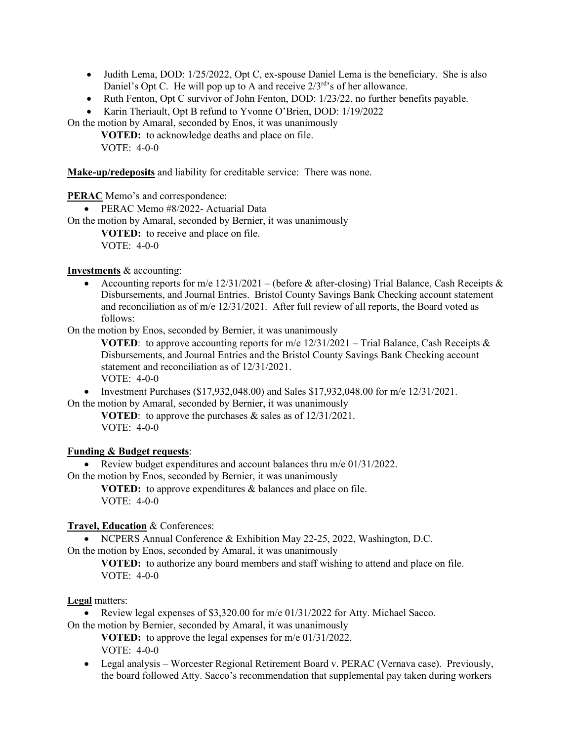- Judith Lema, DOD: 1/25/2022, Opt C, ex-spouse Daniel Lema is the beneficiary. She is also Daniel's Opt C. He will pop up to A and receive 2/3rd's of her allowance.
- Ruth Fenton, Opt C survivor of John Fenton, DOD: 1/23/22, no further benefits payable.
- Karin Theriault, Opt B refund to Yvonne O'Brien, DOD: 1/19/2022

On the motion by Amaral, seconded by Enos, it was unanimously

**VOTED:** to acknowledge deaths and place on file.
VOTE: 4-0-0

**Make-up/redeposits** and liability for creditable service: There was none.

**PERAC** Memo's and correspondence:

- PERAC Memo #8/2022- Actuarial Data

On the motion by Amaral, seconded by Bernier, it was unanimously

**VOTED:** to receive and place on file.
VOTE: 4-0-0

**Investments** & accounting:

- Accounting reports for m/e 12/31/2021 – (before & after-closing) Trial Balance, Cash Receipts & Disbursements, and Journal Entries. Bristol County Savings Bank Checking account statement and reconciliation as of m/e 12/31/2021. After full review of all reports, the Board voted as follows:

On the motion by Enos, seconded by Bernier, it was unanimously

**VOTED**: to approve accounting reports for m/e 12/31/2021 – Trial Balance, Cash Receipts & Disbursements, and Journal Entries and the Bristol County Savings Bank Checking account statement and reconciliation as of 12/31/2021.
VOTE: 4-0-0

- Investment Purchases ($17,932,048.00) and Sales $17,932,048.00 for m/e 12/31/2021.

On the motion by Amaral, seconded by Bernier, it was unanimously

**VOTED**: to approve the purchases & sales as of 12/31/2021.
VOTE: 4-0-0

**Funding & Budget requests**:

- Review budget expenditures and account balances thru m/e 01/31/2022.

On the motion by Enos, seconded by Bernier, it was unanimously

**VOTED:** to approve expenditures & balances and place on file.
VOTE: 4-0-0

**Travel, Education** & Conferences:

- NCPERS Annual Conference & Exhibition May 22-25, 2022, Washington, D.C.

On the motion by Enos, seconded by Amaral, it was unanimously

**VOTED:** to authorize any board members and staff wishing to attend and place on file.
VOTE: 4-0-0

**Legal** matters:

- Review legal expenses of $3,320.00 for m/e 01/31/2022 for Atty. Michael Sacco.

On the motion by Bernier, seconded by Amaral, it was unanimously

**VOTED:** to approve the legal expenses for m/e 01/31/2022.
VOTE: 4-0-0

- Legal analysis – Worcester Regional Retirement Board v. PERAC (Vernava case). Previously, the board followed Atty. Sacco's recommendation that supplemental pay taken during workers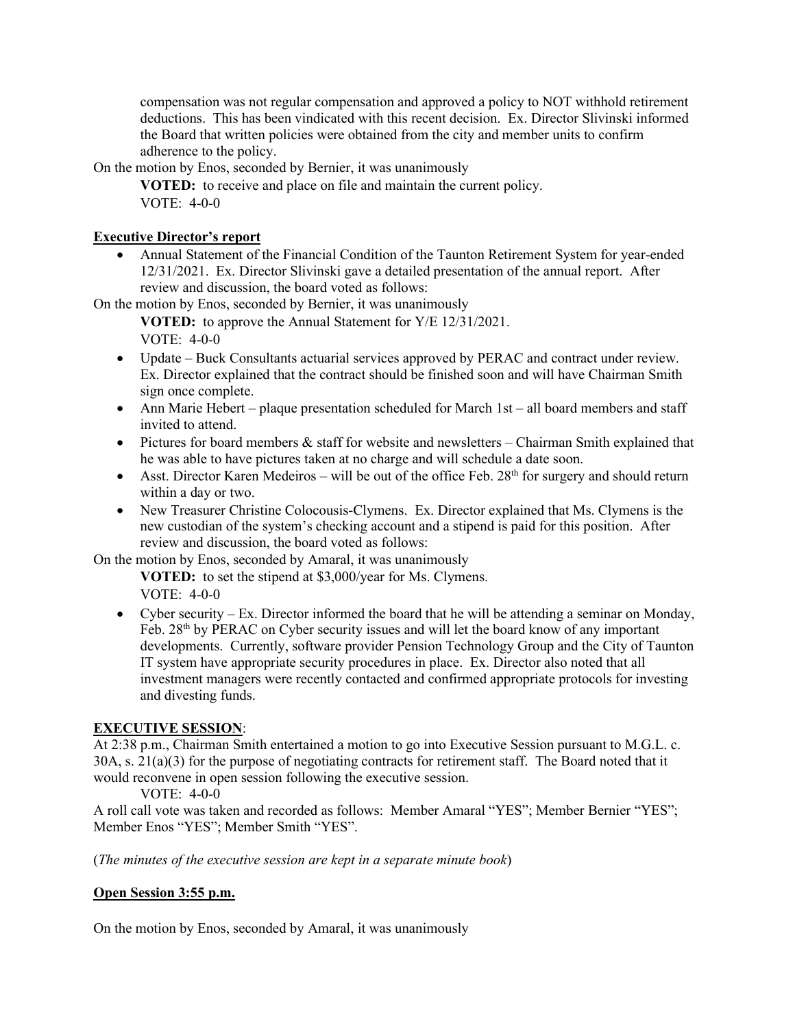compensation was not regular compensation and approved a policy to NOT withhold retirement deductions. This has been vindicated with this recent decision. Ex. Director Slivinski informed the Board that written policies were obtained from the city and member units to confirm adherence to the policy.

On the motion by Enos, seconded by Bernier, it was unanimously

**VOTED:** to receive and place on file and maintain the current policy.
VOTE: 4-0-0

**Executive Director's report**

- Annual Statement of the Financial Condition of the Taunton Retirement System for year-ended 12/31/2021. Ex. Director Slivinski gave a detailed presentation of the annual report. After review and discussion, the board voted as follows:

On the motion by Enos, seconded by Bernier, it was unanimously

**VOTED:** to approve the Annual Statement for Y/E 12/31/2021.
VOTE: 4-0-0

- Update – Buck Consultants actuarial services approved by PERAC and contract under review. Ex. Director explained that the contract should be finished soon and will have Chairman Smith sign once complete.
- Ann Marie Hebert – plaque presentation scheduled for March 1st – all board members and staff invited to attend.
- Pictures for board members & staff for website and newsletters – Chairman Smith explained that he was able to have pictures taken at no charge and will schedule a date soon.
- Asst. Director Karen Medeiros – will be out of the office Feb. 28th for surgery and should return within a day or two.
- New Treasurer Christine Colocousis-Clymens. Ex. Director explained that Ms. Clymens is the new custodian of the system's checking account and a stipend is paid for this position. After review and discussion, the board voted as follows:

On the motion by Enos, seconded by Amaral, it was unanimously

**VOTED:** to set the stipend at $3,000/year for Ms. Clymens.
VOTE: 4-0-0

- Cyber security – Ex. Director informed the board that he will be attending a seminar on Monday, Feb. 28th by PERAC on Cyber security issues and will let the board know of any important developments. Currently, software provider Pension Technology Group and the City of Taunton IT system have appropriate security procedures in place. Ex. Director also noted that all investment managers were recently contacted and confirmed appropriate protocols for investing and divesting funds.

**EXECUTIVE SESSION**:

At 2:38 p.m., Chairman Smith entertained a motion to go into Executive Session pursuant to M.G.L. c. 30A, s. 21(a)(3) for the purpose of negotiating contracts for retirement staff. The Board noted that it would reconvene in open session following the executive session.

VOTE: 4-0-0

A roll call vote was taken and recorded as follows: Member Amaral "YES"; Member Bernier "YES"; Member Enos "YES"; Member Smith "YES".

(*The minutes of the executive session are kept in a separate minute book*)

**Open Session 3:55 p.m.**

On the motion by Enos, seconded by Amaral, it was unanimously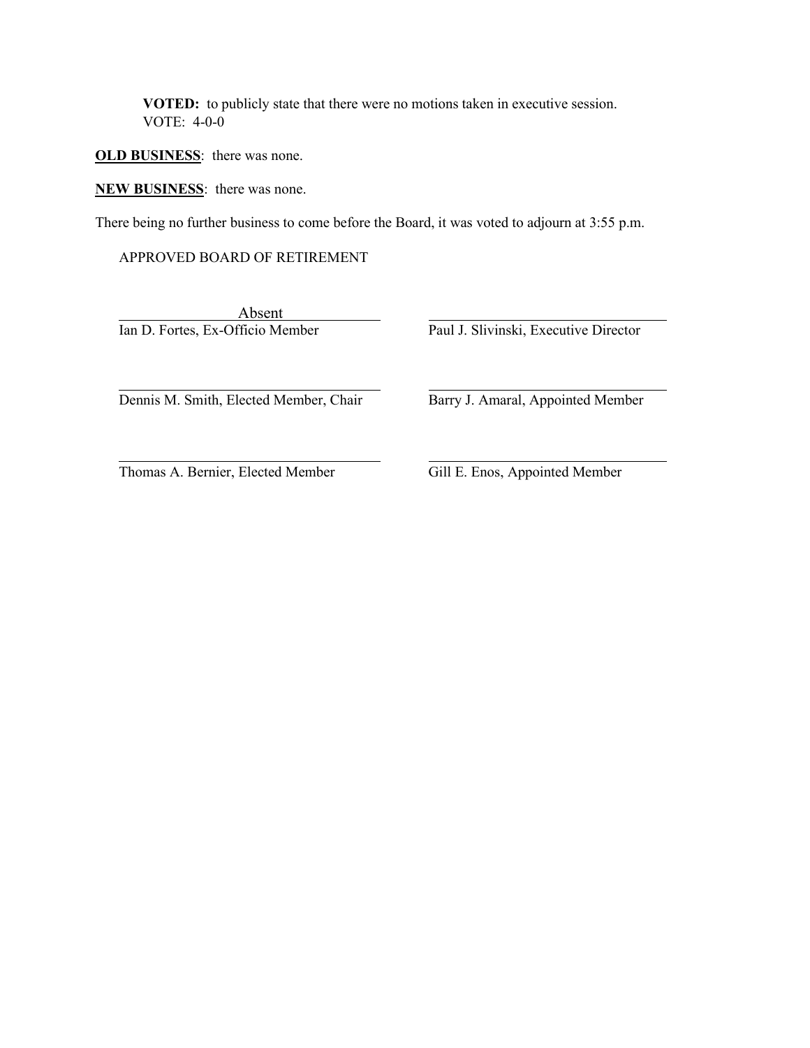**VOTED:** to publicly state that there were no motions taken in executive session.
VOTE: 4-0-0

**OLD BUSINESS**: there was none.

**NEW BUSINESS**: there was none.

There being no further business to come before the Board, it was voted to adjourn at 3:55 p.m.

APPROVED BOARD OF RETIREMENT

| | |
|---|---|
| Absent | |
| Ian D. Fortes, Ex-Officio Member | Paul J. Slivinski, Executive Director |
| Dennis M. Smith, Elected Member, Chair | Barry J. Amaral, Appointed Member |
| Thomas A. Bernier, Elected Member | Gill E. Enos, Appointed Member |